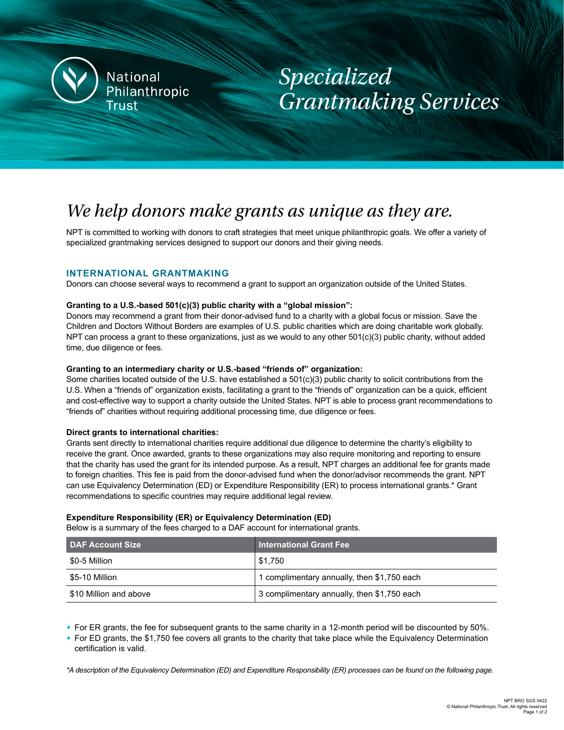National Philanthropic Trust

# *Specialized Grantmaking Services*

## *We help donors make grants as unique as they are.*

NPT is committed to working with donors to craft strategies that meet unique philanthropic goals. We offer a variety of specialized grantmaking services designed to support our donors and their giving needs.

### INTERNATIONAL GRANTMAKING

Donors can choose several ways to recommend a grant to support an organization outside of the United States.

**Granting to a U.S.-based 501(c)(3) public charity with a "global mission":**
Donors may recommend a grant from their donor-advised fund to a charity with a global focus or mission. Save the Children and Doctors Without Borders are examples of U.S. public charities which are doing charitable work globally. NPT can process a grant to these organizations, just as we would to any other 501(c)(3) public charity, without added time, due diligence or fees.

**Granting to an intermediary charity or U.S.-based "friends of" organization:**
Some charities located outside of the U.S. have established a 501(c)(3) public charity to solicit contributions from the U.S. When a "friends of" organization exists, facilitating a grant to the "friends of" organization can be a quick, efficient and cost-effective way to support a charity outside the United States. NPT is able to process grant recommendations to "friends of" charities without requiring additional processing time, due diligence or fees.

**Direct grants to international charities:**
Grants sent directly to international charities require additional due diligence to determine the charity's eligibility to receive the grant. Once awarded, grants to these organizations may also require monitoring and reporting to ensure that the charity has used the grant for its intended purpose. As a result, NPT charges an additional fee for grants made to foreign charities. This fee is paid from the donor-advised fund when the donor/advisor recommends the grant. NPT can use Equivalency Determination (ED) or Expenditure Responsibility (ER) to process international grants.* Grant recommendations to specific countries may require additional legal review.

**Expenditure Responsibility (ER) or Equivalency Determination (ED)**
Below is a summary of the fees charged to a DAF account for international grants.

| DAF Account Size | International Grant Fee |
| --- | --- |
| $0-5 Million | $1,750 |
| $5-10 Million | 1 complimentary annually, then $1,750 each |
| $10 Million and above | 3 complimentary annually, then $1,750 each |

- For ER grants, the fee for subsequent grants to the same charity in a 12-month period will be discounted by 50%.
- For ED grants, the $1,750 fee covers all grants to the charity that take place while the Equivalency Determination certification is valid.

*\*A description of the Equivalency Determination (ED) and Expenditure Responsibility (ER) processes can be found on the following page.*

NPT BRO SGS 0422
© National Philanthropic Trust. All rights reserved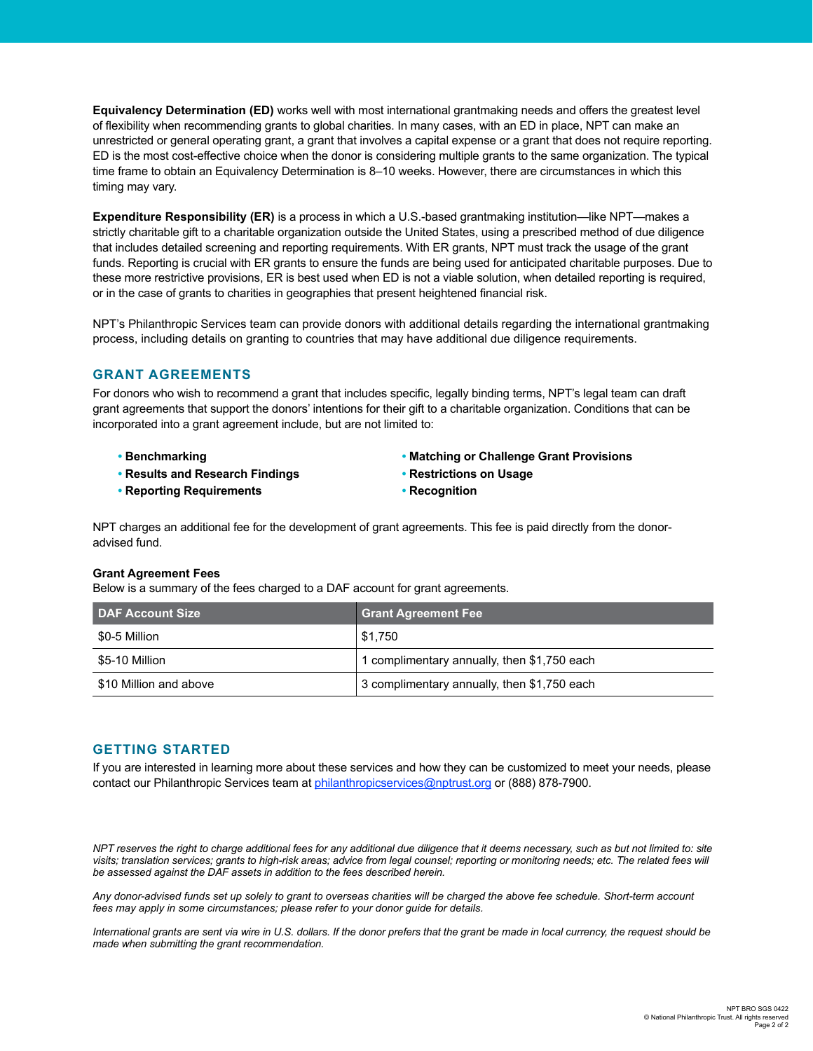**Equivalency Determination (ED)** works well with most international grantmaking needs and offers the greatest level of flexibility when recommending grants to global charities. In many cases, with an ED in place, NPT can make an unrestricted or general operating grant, a grant that involves a capital expense or a grant that does not require reporting. ED is the most cost-effective choice when the donor is considering multiple grants to the same organization. The typical time frame to obtain an Equivalency Determination is 8–10 weeks. However, there are circumstances in which this timing may vary.

**Expenditure Responsibility (ER)** is a process in which a U.S.-based grantmaking institution—like NPT—makes a strictly charitable gift to a charitable organization outside the United States, using a prescribed method of due diligence that includes detailed screening and reporting requirements. With ER grants, NPT must track the usage of the grant funds. Reporting is crucial with ER grants to ensure the funds are being used for anticipated charitable purposes. Due to these more restrictive provisions, ER is best used when ED is not a viable solution, when detailed reporting is required, or in the case of grants to charities in geographies that present heightened financial risk.

NPT's Philanthropic Services team can provide donors with additional details regarding the international grantmaking process, including details on granting to countries that may have additional due diligence requirements.

## GRANT AGREEMENTS

For donors who wish to recommend a grant that includes specific, legally binding terms, NPT's legal team can draft grant agreements that support the donors' intentions for their gift to a charitable organization. Conditions that can be incorporated into a grant agreement include, but are not limited to:

- **Benchmarking**
- **Results and Research Findings**
- **Reporting Requirements**
- **Matching or Challenge Grant Provisions**
- **Restrictions on Usage**
- **Recognition**

NPT charges an additional fee for the development of grant agreements. This fee is paid directly from the donor-advised fund.

**Grant Agreement Fees**

Below is a summary of the fees charged to a DAF account for grant agreements.

| DAF Account Size | Grant Agreement Fee |
| --- | --- |
| $0-5 Million | $1,750 |
| $5-10 Million | 1 complimentary annually, then $1,750 each |
| $10 Million and above | 3 complimentary annually, then $1,750 each |

## GETTING STARTED

If you are interested in learning more about these services and how they can be customized to meet your needs, please contact our Philanthropic Services team at philanthropicservices@nptrust.org or (888) 878-7900.

*NPT reserves the right to charge additional fees for any additional due diligence that it deems necessary, such as but not limited to: site visits; translation services; grants to high-risk areas; advice from legal counsel; reporting or monitoring needs; etc. The related fees will be assessed against the DAF assets in addition to the fees described herein.*

*Any donor-advised funds set up solely to grant to overseas charities will be charged the above fee schedule. Short-term account fees may apply in some circumstances; please refer to your donor guide for details.*

*International grants are sent via wire in U.S. dollars. If the donor prefers that the grant be made in local currency, the request should be made when submitting the grant recommendation.*

NPT BRO SGS 0422
© National Philanthropic Trust. All rights reserved